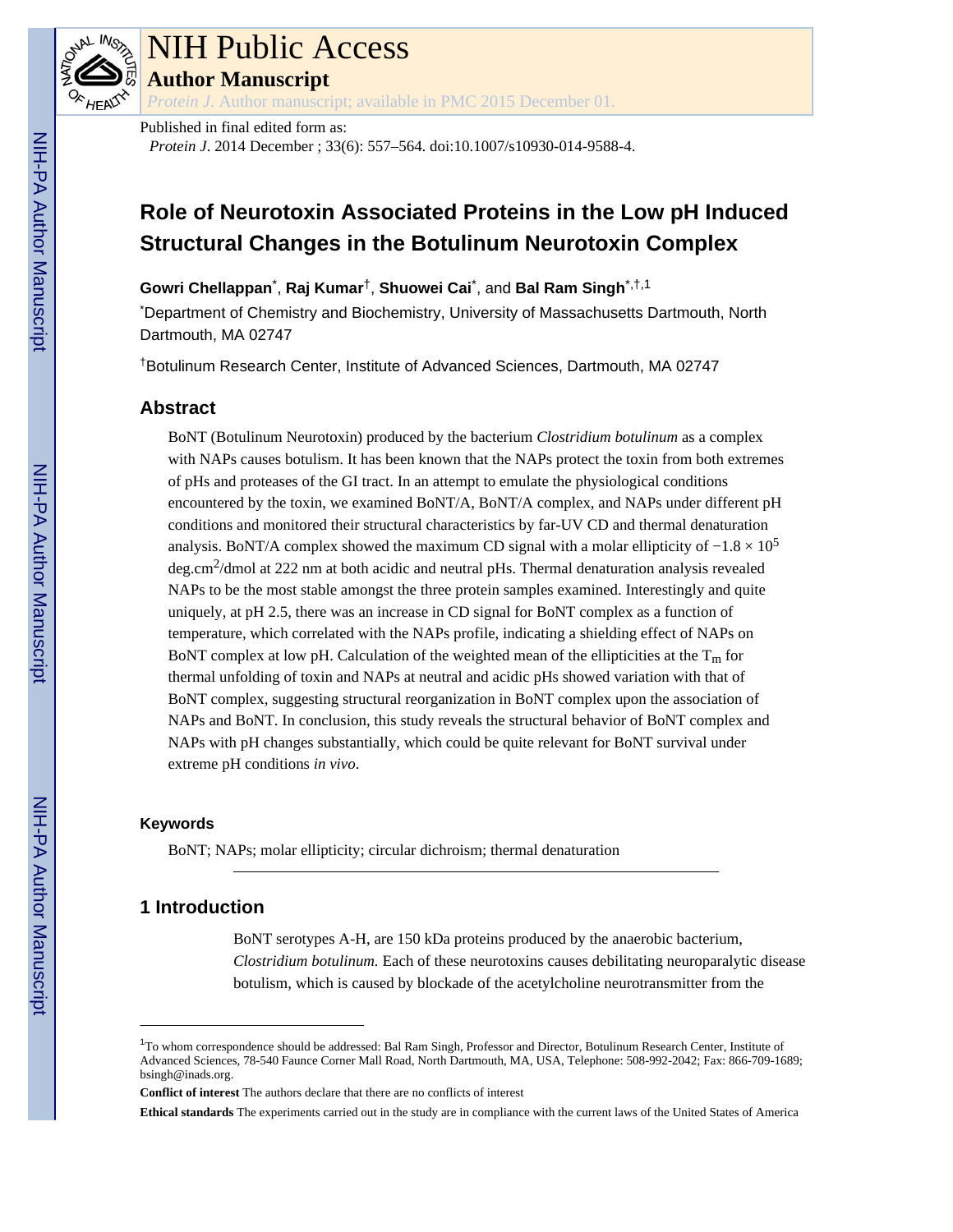# NIH Public Access

**Author Manuscript**

*Protein J.* Author manuscript; available in PMC 2015 December 01.

Published in final edited form as:

*Protein J*. 2014 December ; 33(6): 557–564. doi:10.1007/s10930-014-9588-4.

# Role of Neurotoxin Associated Proteins in the Low pH Induced Structural Changes in the Botulinum Neurotoxin Complex

**Gowri Chellappan**[*], **Raj Kumar**[†], **Shuowei Cai**[*], and **Bal Ram Singh**[*,†,1]

[*]Department of Chemistry and Biochemistry, University of Massachusetts Dartmouth, North Dartmouth, MA 02747

[†]Botulinum Research Center, Institute of Advanced Sciences, Dartmouth, MA 02747

## Abstract

BoNT (Botulinum Neurotoxin) produced by the bacterium *Clostridium botulinum* as a complex with NAPs causes botulism. It has been known that the NAPs protect the toxin from both extremes of pHs and proteases of the GI tract. In an attempt to emulate the physiological conditions encountered by the toxin, we examined BoNT/A, BoNT/A complex, and NAPs under different pH conditions and monitored their structural characteristics by far-UV CD and thermal denaturation analysis. BoNT/A complex showed the maximum CD signal with a molar ellipticity of $-1.8 \times 10^5$ deg.cm$^2$/dmol at 222 nm at both acidic and neutral pHs. Thermal denaturation analysis revealed NAPs to be the most stable amongst the three protein samples examined. Interestingly and quite uniquely, at pH 2.5, there was an increase in CD signal for BoNT complex as a function of temperature, which correlated with the NAPs profile, indicating a shielding effect of NAPs on BoNT complex at low pH. Calculation of the weighted mean of the ellipticities at the $T_m$ for thermal unfolding of toxin and NAPs at neutral and acidic pHs showed variation with that of BoNT complex, suggesting structural reorganization in BoNT complex upon the association of NAPs and BoNT. In conclusion, this study reveals the structural behavior of BoNT complex and NAPs with pH changes substantially, which could be quite relevant for BoNT survival under extreme pH conditions *in vivo*.

### Keywords

BoNT; NAPs; molar ellipticity; circular dichroism; thermal denaturation

## 1 Introduction

BoNT serotypes A-H, are 150 kDa proteins produced by the anaerobic bacterium, *Clostridium botulinum.* Each of these neurotoxins causes debilitating neuroparalytic disease botulism, which is caused by blockade of the acetylcholine neurotransmitter from the

---

[1]To whom correspondence should be addressed: Bal Ram Singh, Professor and Director, Botulinum Research Center, Institute of Advanced Sciences, 78-540 Faunce Corner Mall Road, North Dartmouth, MA, USA, Telephone: 508-992-2042; Fax: 866-709-1689; bsingh@inads.org.

**Conflict of interest** The authors declare that there are no conflicts of interest

**Ethical standards** The experiments carried out in the study are in compliance with the current laws of the United States of America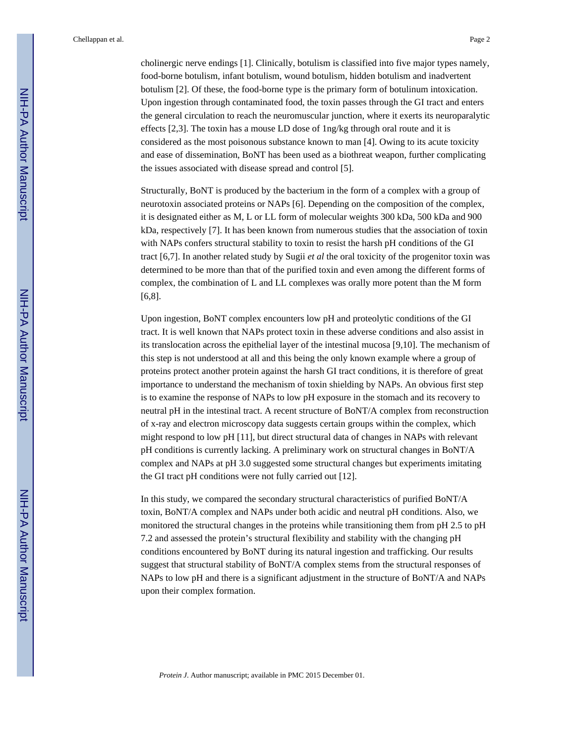cholinergic nerve endings [1]. Clinically, botulism is classified into five major types namely, food-borne botulism, infant botulism, wound botulism, hidden botulism and inadvertent botulism [2]. Of these, the food-borne type is the primary form of botulinum intoxication. Upon ingestion through contaminated food, the toxin passes through the GI tract and enters the general circulation to reach the neuromuscular junction, where it exerts its neuroparalytic effects [2,3]. The toxin has a mouse LD dose of 1ng/kg through oral route and it is considered as the most poisonous substance known to man [4]. Owing to its acute toxicity and ease of dissemination, BoNT has been used as a biothreat weapon, further complicating the issues associated with disease spread and control [5].

Structurally, BoNT is produced by the bacterium in the form of a complex with a group of neurotoxin associated proteins or NAPs [6]. Depending on the composition of the complex, it is designated either as M, L or LL form of molecular weights 300 kDa, 500 kDa and 900 kDa, respectively [7]. It has been known from numerous studies that the association of toxin with NAPs confers structural stability to toxin to resist the harsh pH conditions of the GI tract [6,7]. In another related study by Sugii *et al* the oral toxicity of the progenitor toxin was determined to be more than that of the purified toxin and even among the different forms of complex, the combination of L and LL complexes was orally more potent than the M form [6,8].

Upon ingestion, BoNT complex encounters low pH and proteolytic conditions of the GI tract. It is well known that NAPs protect toxin in these adverse conditions and also assist in its translocation across the epithelial layer of the intestinal mucosa [9,10]. The mechanism of this step is not understood at all and this being the only known example where a group of proteins protect another protein against the harsh GI tract conditions, it is therefore of great importance to understand the mechanism of toxin shielding by NAPs. An obvious first step is to examine the response of NAPs to low pH exposure in the stomach and its recovery to neutral pH in the intestinal tract. A recent structure of BoNT/A complex from reconstruction of x-ray and electron microscopy data suggests certain groups within the complex, which might respond to low pH [11], but direct structural data of changes in NAPs with relevant pH conditions is currently lacking. A preliminary work on structural changes in BoNT/A complex and NAPs at pH 3.0 suggested some structural changes but experiments imitating the GI tract pH conditions were not fully carried out [12].

In this study, we compared the secondary structural characteristics of purified BoNT/A toxin, BoNT/A complex and NAPs under both acidic and neutral pH conditions. Also, we monitored the structural changes in the proteins while transitioning them from pH 2.5 to pH 7.2 and assessed the protein's structural flexibility and stability with the changing pH conditions encountered by BoNT during its natural ingestion and trafficking. Our results suggest that structural stability of BoNT/A complex stems from the structural responses of NAPs to low pH and there is a significant adjustment in the structure of BoNT/A and NAPs upon their complex formation.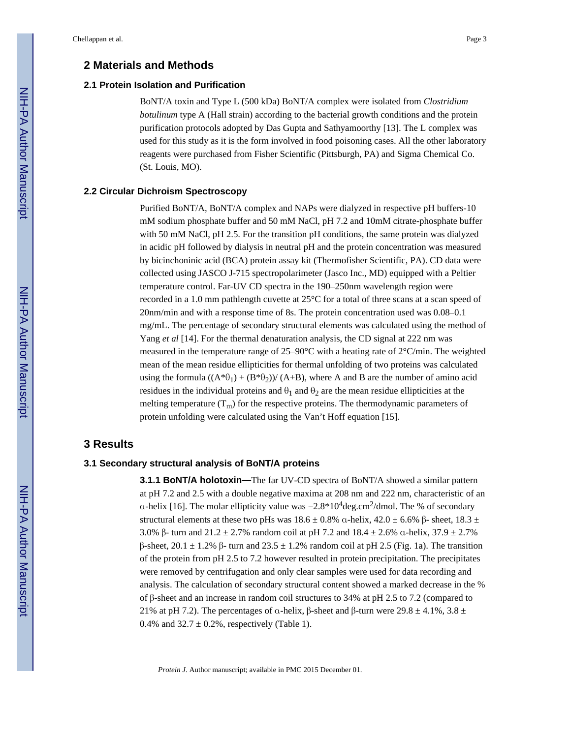## 2 Materials and Methods

### 2.1 Protein Isolation and Purification

BoNT/A toxin and Type L (500 kDa) BoNT/A complex were isolated from *Clostridium botulinum* type A (Hall strain) according to the bacterial growth conditions and the protein purification protocols adopted by Das Gupta and Sathyamoorthy [13]. The L complex was used for this study as it is the form involved in food poisoning cases. All the other laboratory reagents were purchased from Fisher Scientific (Pittsburgh, PA) and Sigma Chemical Co. (St. Louis, MO).

### 2.2 Circular Dichroism Spectroscopy

Purified BoNT/A, BoNT/A complex and NAPs were dialyzed in respective pH buffers-10 mM sodium phosphate buffer and 50 mM NaCl, pH 7.2 and 10mM citrate-phosphate buffer with 50 mM NaCl, pH 2.5. For the transition pH conditions, the same protein was dialyzed in acidic pH followed by dialysis in neutral pH and the protein concentration was measured by bicinchoninic acid (BCA) protein assay kit (Thermofisher Scientific, PA). CD data were collected using JASCO J-715 spectropolarimeter (Jasco Inc., MD) equipped with a Peltier temperature control. Far-UV CD spectra in the 190–250nm wavelength region were recorded in a 1.0 mm pathlength cuvette at 25°C for a total of three scans at a scan speed of 20nm/min and with a response time of 8s. The protein concentration used was 0.08–0.1 mg/mL. The percentage of secondary structural elements was calculated using the method of Yang *et al* [14]. For the thermal denaturation analysis, the CD signal at 222 nm was measured in the temperature range of 25–90°C with a heating rate of 2°C/min. The weighted mean of the mean residue ellipticities for thermal unfolding of two proteins was calculated using the formula $((A*\theta_1) + (B*\theta_2))/ (A+B)$, where A and B are the number of amino acid residues in the individual proteins and $\theta_1$ and $\theta_2$ are the mean residue ellipticities at the melting temperature ($T_m$) for the respective proteins. The thermodynamic parameters of protein unfolding were calculated using the Van't Hoff equation [15].

## 3 Results

### 3.1 Secondary structural analysis of BoNT/A proteins

**3.1.1 BoNT/A holotoxin—**The far UV-CD spectra of BoNT/A showed a similar pattern at pH 7.2 and 2.5 with a double negative maxima at 208 nm and 222 nm, characteristic of an α-helix [16]. The molar ellipticity value was $-2.8*10^4$deg.cm$^2$/dmol. The % of secondary structural elements at these two pHs was 18.6 ± 0.8% α-helix, 42.0 ± 6.6% β- sheet, 18.3 ± 3.0% β- turn and 21.2 ± 2.7% random coil at pH 7.2 and 18.4 ± 2.6% α-helix, 37.9 ± 2.7% β-sheet, 20.1 ± 1.2% β- turn and 23.5 ± 1.2% random coil at pH 2.5 (Fig. 1a). The transition of the protein from pH 2.5 to 7.2 however resulted in protein precipitation. The precipitates were removed by centrifugation and only clear samples were used for data recording and analysis. The calculation of secondary structural content showed a marked decrease in the % of β-sheet and an increase in random coil structures to 34% at pH 2.5 to 7.2 (compared to 21% at pH 7.2). The percentages of α-helix, β-sheet and β-turn were 29.8 ± 4.1%, 3.8 ± 0.4% and 32.7 ± 0.2%, respectively (Table 1).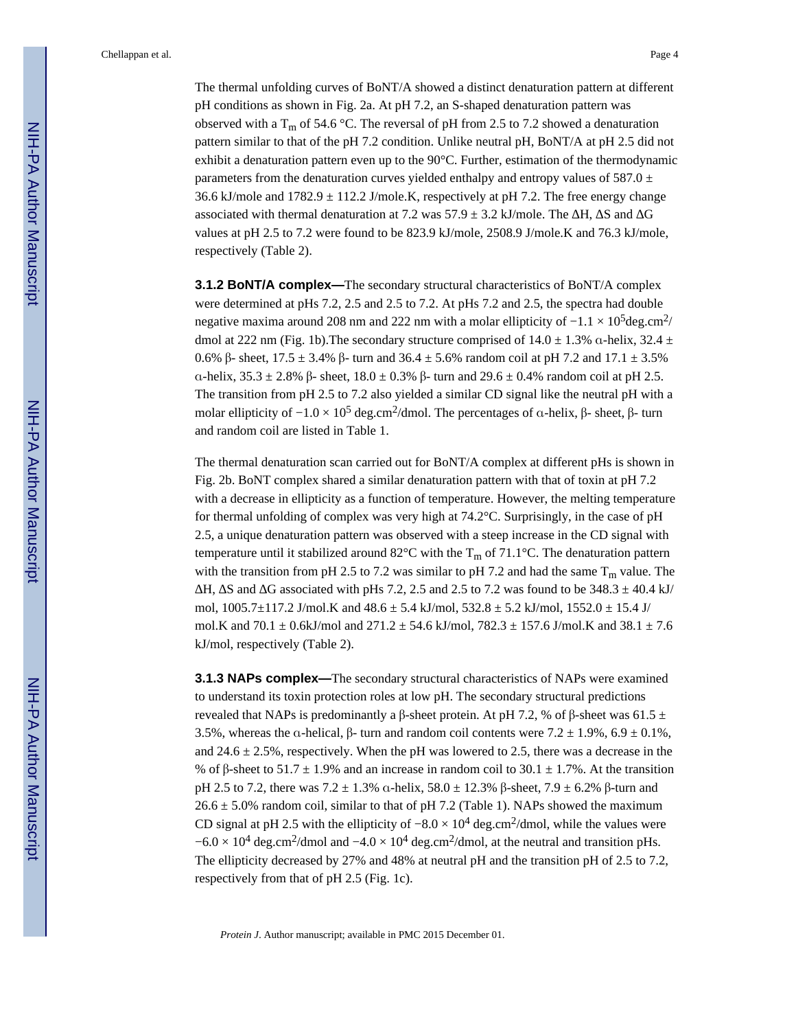The thermal unfolding curves of BoNT/A showed a distinct denaturation pattern at different pH conditions as shown in Fig. 2a. At pH 7.2, an S-shaped denaturation pattern was observed with a $T_m$ of 54.6 °C. The reversal of pH from 2.5 to 7.2 showed a denaturation pattern similar to that of the pH 7.2 condition. Unlike neutral pH, BoNT/A at pH 2.5 did not exhibit a denaturation pattern even up to the 90°C. Further, estimation of the thermodynamic parameters from the denaturation curves yielded enthalpy and entropy values of 587.0 ± 36.6 kJ/mole and 1782.9 ± 112.2 J/mole.K, respectively at pH 7.2. The free energy change associated with thermal denaturation at 7.2 was 57.9 ± 3.2 kJ/mole. The ΔH, ΔS and ΔG values at pH 2.5 to 7.2 were found to be 823.9 kJ/mole, 2508.9 J/mole.K and 76.3 kJ/mole, respectively (Table 2).

**3.1.2 BoNT/A complex—**The secondary structural characteristics of BoNT/A complex were determined at pHs 7.2, 2.5 and 2.5 to 7.2. At pHs 7.2 and 2.5, the spectra had double negative maxima around 208 nm and 222 nm with a molar ellipticity of $-1.1 \times 10^5$deg.cm$^2$/dmol at 222 nm (Fig. 1b).The secondary structure comprised of 14.0 ± 1.3% α-helix, 32.4 ± 0.6% β- sheet, 17.5 ± 3.4% β- turn and 36.4 ± 5.6% random coil at pH 7.2 and 17.1 ± 3.5% α-helix, 35.3 ± 2.8% β- sheet, 18.0 ± 0.3% β- turn and 29.6 ± 0.4% random coil at pH 2.5. The transition from pH 2.5 to 7.2 also yielded a similar CD signal like the neutral pH with a molar ellipticity of $-1.0 \times 10^5$ deg.cm$^2$/dmol. The percentages of α-helix, β- sheet, β- turn and random coil are listed in Table 1.

The thermal denaturation scan carried out for BoNT/A complex at different pHs is shown in Fig. 2b. BoNT complex shared a similar denaturation pattern with that of toxin at pH 7.2 with a decrease in ellipticity as a function of temperature. However, the melting temperature for thermal unfolding of complex was very high at 74.2°C. Surprisingly, in the case of pH 2.5, a unique denaturation pattern was observed with a steep increase in the CD signal with temperature until it stabilized around 82°C with the $T_m$ of 71.1°C. The denaturation pattern with the transition from pH 2.5 to 7.2 was similar to pH 7.2 and had the same $T_m$ value. The ΔH, ΔS and ΔG associated with pHs 7.2, 2.5 and 2.5 to 7.2 was found to be 348.3 ± 40.4 kJ/mol, 1005.7±117.2 J/mol.K and 48.6 ± 5.4 kJ/mol, 532.8 ± 5.2 kJ/mol, 1552.0 ± 15.4 J/mol.K and 70.1 ± 0.6kJ/mol and 271.2 ± 54.6 kJ/mol, 782.3 ± 157.6 J/mol.K and 38.1 ± 7.6 kJ/mol, respectively (Table 2).

**3.1.3 NAPs complex—**The secondary structural characteristics of NAPs were examined to understand its toxin protection roles at low pH. The secondary structural predictions revealed that NAPs is predominantly a β-sheet protein. At pH 7.2, % of β-sheet was 61.5 ± 3.5%, whereas the α-helical, β- turn and random coil contents were 7.2 ± 1.9%, 6.9 ± 0.1%, and 24.6 ± 2.5%, respectively. When the pH was lowered to 2.5, there was a decrease in the % of β-sheet to 51.7 ± 1.9% and an increase in random coil to 30.1 ± 1.7%. At the transition pH 2.5 to 7.2, there was 7.2 ± 1.3% α-helix, 58.0 ± 12.3% β-sheet, 7.9 ± 6.2% β-turn and 26.6 ± 5.0% random coil, similar to that of pH 7.2 (Table 1). NAPs showed the maximum CD signal at pH 2.5 with the ellipticity of $-8.0 \times 10^4$ deg.cm$^2$/dmol, while the values were $-6.0 \times 10^4$ deg.cm$^2$/dmol and $-4.0 \times 10^4$ deg.cm$^2$/dmol, at the neutral and transition pHs. The ellipticity decreased by 27% and 48% at neutral pH and the transition pH of 2.5 to 7.2, respectively from that of pH 2.5 (Fig. 1c).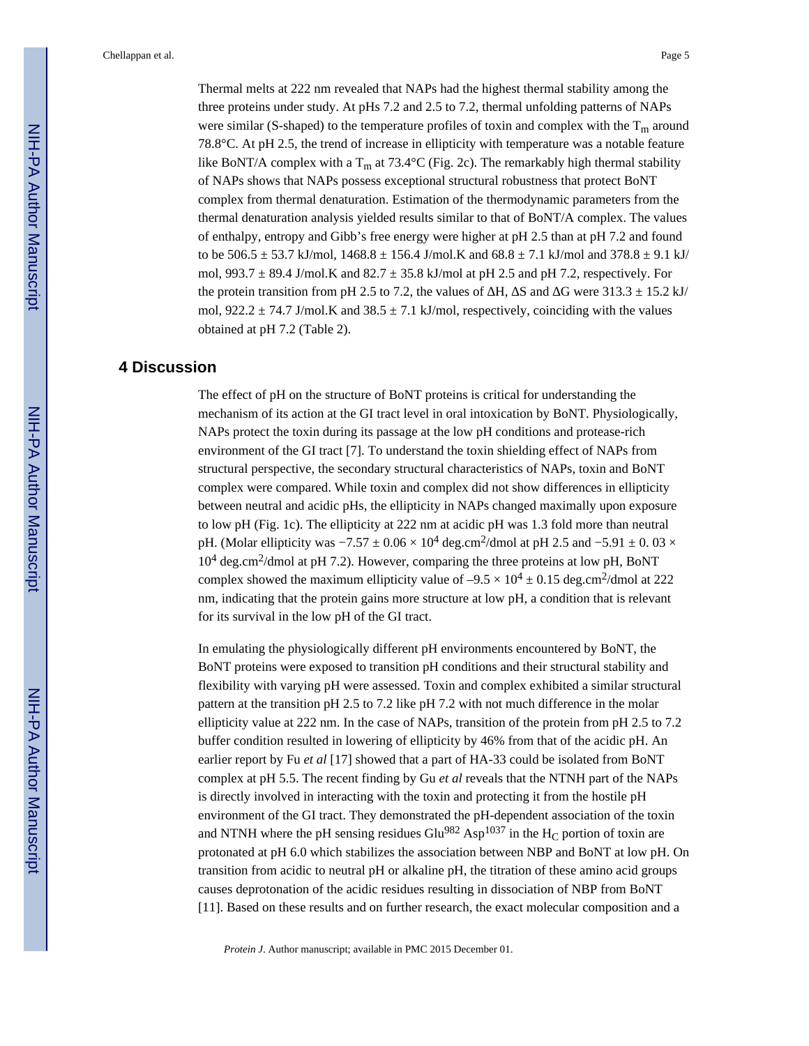Thermal melts at 222 nm revealed that NAPs had the highest thermal stability among the three proteins under study. At pHs 7.2 and 2.5 to 7.2, thermal unfolding patterns of NAPs were similar (S-shaped) to the temperature profiles of toxin and complex with the $T_m$ around 78.8°C. At pH 2.5, the trend of increase in ellipticity with temperature was a notable feature like BoNT/A complex with a $T_m$ at 73.4°C (Fig. 2c). The remarkably high thermal stability of NAPs shows that NAPs possess exceptional structural robustness that protect BoNT complex from thermal denaturation. Estimation of the thermodynamic parameters from the thermal denaturation analysis yielded results similar to that of BoNT/A complex. The values of enthalpy, entropy and Gibb's free energy were higher at pH 2.5 than at pH 7.2 and found to be 506.5 ± 53.7 kJ/mol, 1468.8 ± 156.4 J/mol.K and 68.8 ± 7.1 kJ/mol and 378.8 ± 9.1 kJ/mol, 993.7 ± 89.4 J/mol.K and 82.7 ± 35.8 kJ/mol at pH 2.5 and pH 7.2, respectively. For the protein transition from pH 2.5 to 7.2, the values of ΔH, ΔS and ΔG were 313.3 ± 15.2 kJ/mol, 922.2 ± 74.7 J/mol.K and 38.5 ± 7.1 kJ/mol, respectively, coinciding with the values obtained at pH 7.2 (Table 2).

## 4 Discussion

The effect of pH on the structure of BoNT proteins is critical for understanding the mechanism of its action at the GI tract level in oral intoxication by BoNT. Physiologically, NAPs protect the toxin during its passage at the low pH conditions and protease-rich environment of the GI tract [7]. To understand the toxin shielding effect of NAPs from structural perspective, the secondary structural characteristics of NAPs, toxin and BoNT complex were compared. While toxin and complex did not show differences in ellipticity between neutral and acidic pHs, the ellipticity in NAPs changed maximally upon exposure to low pH (Fig. 1c). The ellipticity at 222 nm at acidic pH was 1.3 fold more than neutral pH. (Molar ellipticity was $-7.57 \pm 0.06 \times 10^4$ deg.cm$^2$/dmol at pH 2.5 and $-5.91 \pm 0.03 \times 10^4$ deg.cm$^2$/dmol at pH 7.2). However, comparing the three proteins at low pH, BoNT complex showed the maximum ellipticity value of $-9.5 \times 10^4 \pm 0.15$ deg.cm$^2$/dmol at 222 nm, indicating that the protein gains more structure at low pH, a condition that is relevant for its survival in the low pH of the GI tract.

In emulating the physiologically different pH environments encountered by BoNT, the BoNT proteins were exposed to transition pH conditions and their structural stability and flexibility with varying pH were assessed. Toxin and complex exhibited a similar structural pattern at the transition pH 2.5 to 7.2 like pH 7.2 with not much difference in the molar ellipticity value at 222 nm. In the case of NAPs, transition of the protein from pH 2.5 to 7.2 buffer condition resulted in lowering of ellipticity by 46% from that of the acidic pH. An earlier report by Fu *et al* [17] showed that a part of HA-33 could be isolated from BoNT complex at pH 5.5. The recent finding by Gu *et al* reveals that the NTNH part of the NAPs is directly involved in interacting with the toxin and protecting it from the hostile pH environment of the GI tract. They demonstrated the pH-dependent association of the toxin and NTNH where the pH sensing residues $Glu^{982}$ $Asp^{1037}$ in the $H_C$ portion of toxin are protonated at pH 6.0 which stabilizes the association between NBP and BoNT at low pH. On transition from acidic to neutral pH or alkaline pH, the titration of these amino acid groups causes deprotonation of the acidic residues resulting in dissociation of NBP from BoNT [11]. Based on these results and on further research, the exact molecular composition and a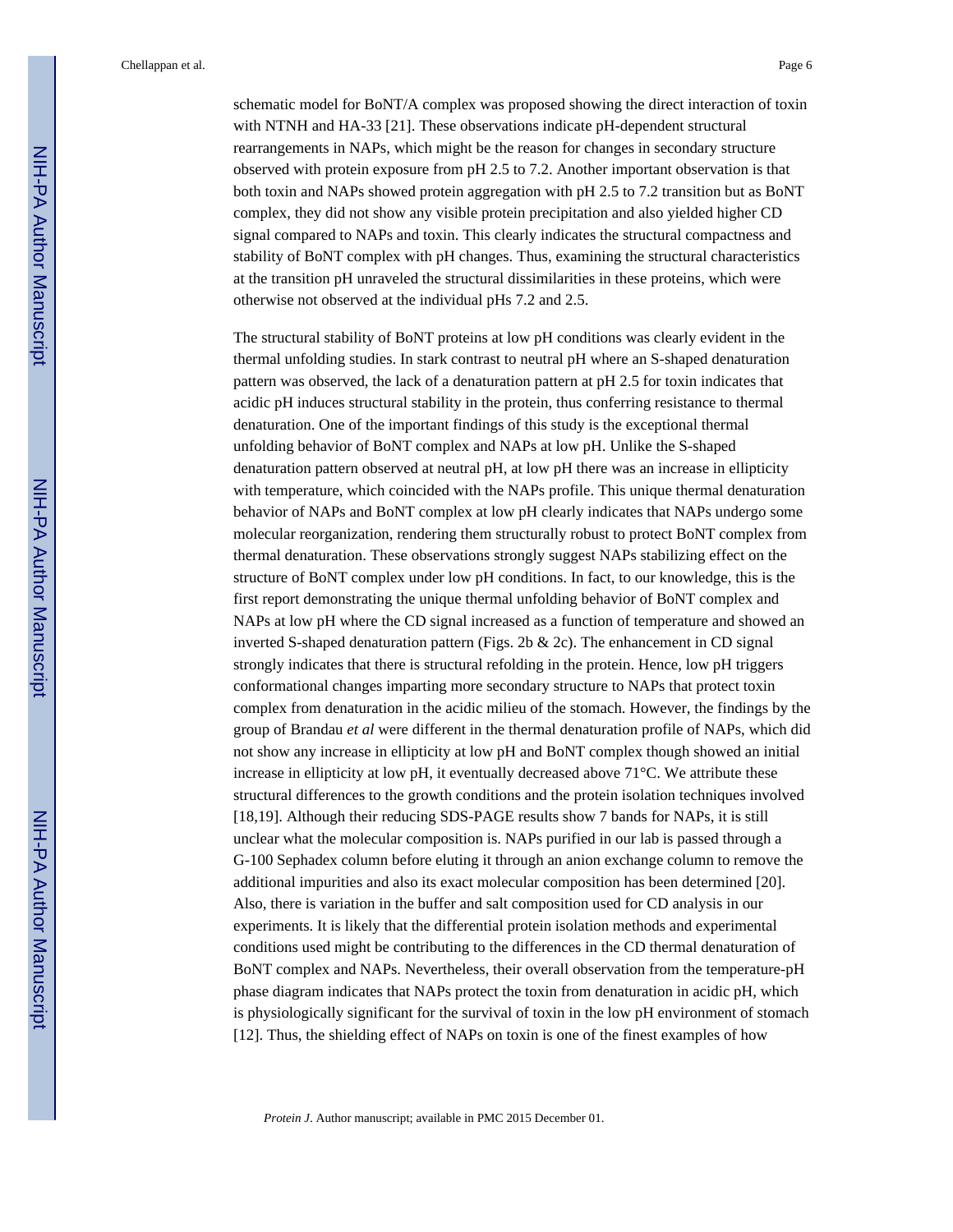schematic model for BoNT/A complex was proposed showing the direct interaction of toxin with NTNH and HA-33 [21]. These observations indicate pH-dependent structural rearrangements in NAPs, which might be the reason for changes in secondary structure observed with protein exposure from pH 2.5 to 7.2. Another important observation is that both toxin and NAPs showed protein aggregation with pH 2.5 to 7.2 transition but as BoNT complex, they did not show any visible protein precipitation and also yielded higher CD signal compared to NAPs and toxin. This clearly indicates the structural compactness and stability of BoNT complex with pH changes. Thus, examining the structural characteristics at the transition pH unraveled the structural dissimilarities in these proteins, which were otherwise not observed at the individual pHs 7.2 and 2.5.

The structural stability of BoNT proteins at low pH conditions was clearly evident in the thermal unfolding studies. In stark contrast to neutral pH where an S-shaped denaturation pattern was observed, the lack of a denaturation pattern at pH 2.5 for toxin indicates that acidic pH induces structural stability in the protein, thus conferring resistance to thermal denaturation. One of the important findings of this study is the exceptional thermal unfolding behavior of BoNT complex and NAPs at low pH. Unlike the S-shaped denaturation pattern observed at neutral pH, at low pH there was an increase in ellipticity with temperature, which coincided with the NAPs profile. This unique thermal denaturation behavior of NAPs and BoNT complex at low pH clearly indicates that NAPs undergo some molecular reorganization, rendering them structurally robust to protect BoNT complex from thermal denaturation. These observations strongly suggest NAPs stabilizing effect on the structure of BoNT complex under low pH conditions. In fact, to our knowledge, this is the first report demonstrating the unique thermal unfolding behavior of BoNT complex and NAPs at low pH where the CD signal increased as a function of temperature and showed an inverted S-shaped denaturation pattern (Figs. 2b & 2c). The enhancement in CD signal strongly indicates that there is structural refolding in the protein. Hence, low pH triggers conformational changes imparting more secondary structure to NAPs that protect toxin complex from denaturation in the acidic milieu of the stomach. However, the findings by the group of Brandau *et al* were different in the thermal denaturation profile of NAPs, which did not show any increase in ellipticity at low pH and BoNT complex though showed an initial increase in ellipticity at low pH, it eventually decreased above 71°C. We attribute these structural differences to the growth conditions and the protein isolation techniques involved [18,19]. Although their reducing SDS-PAGE results show 7 bands for NAPs, it is still unclear what the molecular composition is. NAPs purified in our lab is passed through a G-100 Sephadex column before eluting it through an anion exchange column to remove the additional impurities and also its exact molecular composition has been determined [20]. Also, there is variation in the buffer and salt composition used for CD analysis in our experiments. It is likely that the differential protein isolation methods and experimental conditions used might be contributing to the differences in the CD thermal denaturation of BoNT complex and NAPs. Nevertheless, their overall observation from the temperature-pH phase diagram indicates that NAPs protect the toxin from denaturation in acidic pH, which is physiologically significant for the survival of toxin in the low pH environment of stomach [12]. Thus, the shielding effect of NAPs on toxin is one of the finest examples of how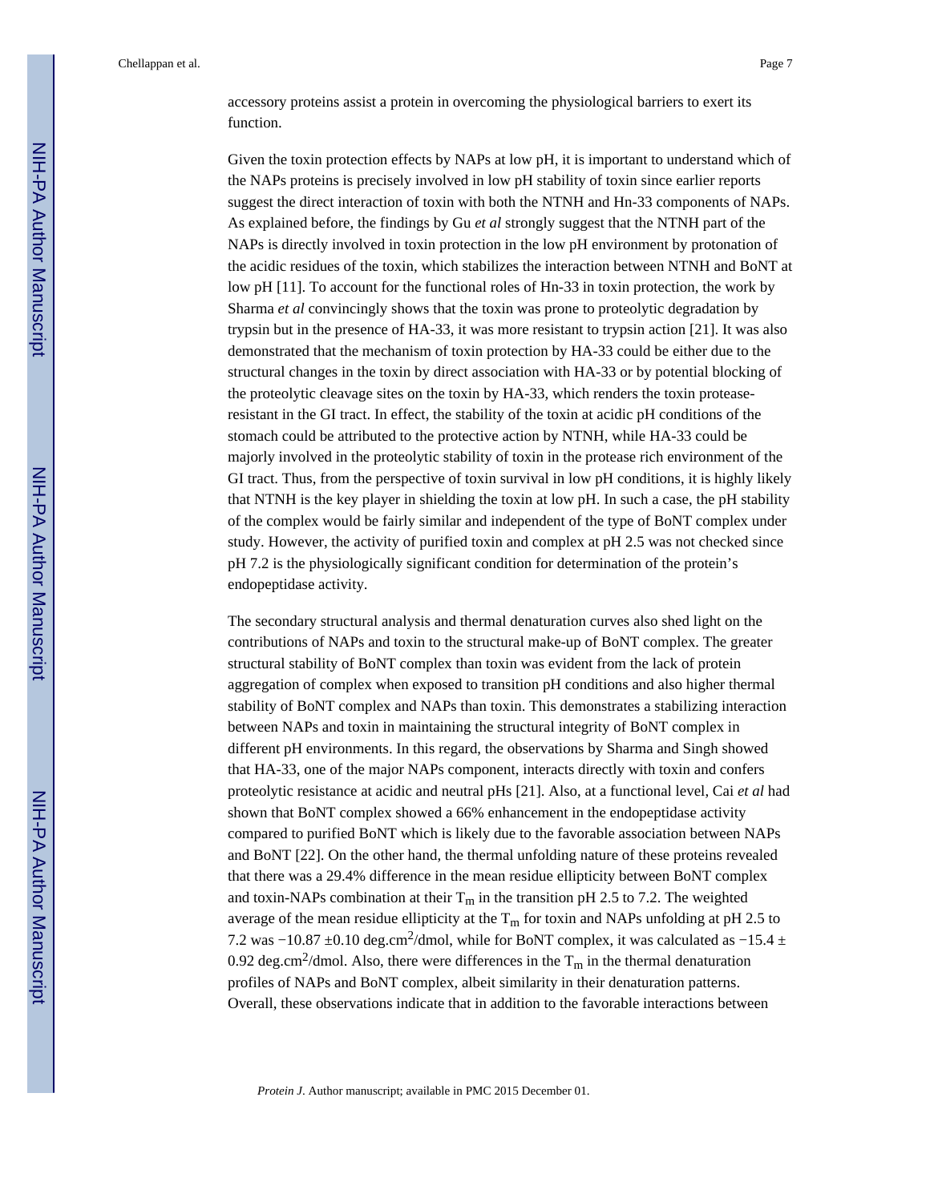accessory proteins assist a protein in overcoming the physiological barriers to exert its function.

Given the toxin protection effects by NAPs at low pH, it is important to understand which of the NAPs proteins is precisely involved in low pH stability of toxin since earlier reports suggest the direct interaction of toxin with both the NTNH and Hn-33 components of NAPs. As explained before, the findings by Gu *et al* strongly suggest that the NTNH part of the NAPs is directly involved in toxin protection in the low pH environment by protonation of the acidic residues of the toxin, which stabilizes the interaction between NTNH and BoNT at low pH [11]. To account for the functional roles of Hn-33 in toxin protection, the work by Sharma *et al* convincingly shows that the toxin was prone to proteolytic degradation by trypsin but in the presence of HA-33, it was more resistant to trypsin action [21]. It was also demonstrated that the mechanism of toxin protection by HA-33 could be either due to the structural changes in the toxin by direct association with HA-33 or by potential blocking of the proteolytic cleavage sites on the toxin by HA-33, which renders the toxin protease-resistant in the GI tract. In effect, the stability of the toxin at acidic pH conditions of the stomach could be attributed to the protective action by NTNH, while HA-33 could be majorly involved in the proteolytic stability of toxin in the protease rich environment of the GI tract. Thus, from the perspective of toxin survival in low pH conditions, it is highly likely that NTNH is the key player in shielding the toxin at low pH. In such a case, the pH stability of the complex would be fairly similar and independent of the type of BoNT complex under study. However, the activity of purified toxin and complex at pH 2.5 was not checked since pH 7.2 is the physiologically significant condition for determination of the protein's endopeptidase activity.

The secondary structural analysis and thermal denaturation curves also shed light on the contributions of NAPs and toxin to the structural make-up of BoNT complex. The greater structural stability of BoNT complex than toxin was evident from the lack of protein aggregation of complex when exposed to transition pH conditions and also higher thermal stability of BoNT complex and NAPs than toxin. This demonstrates a stabilizing interaction between NAPs and toxin in maintaining the structural integrity of BoNT complex in different pH environments. In this regard, the observations by Sharma and Singh showed that HA-33, one of the major NAPs component, interacts directly with toxin and confers proteolytic resistance at acidic and neutral pHs [21]. Also, at a functional level, Cai *et al* had shown that BoNT complex showed a 66% enhancement in the endopeptidase activity compared to purified BoNT which is likely due to the favorable association between NAPs and BoNT [22]. On the other hand, the thermal unfolding nature of these proteins revealed that there was a 29.4% difference in the mean residue ellipticity between BoNT complex and toxin-NAPs combination at their $T_m$ in the transition pH 2.5 to 7.2. The weighted average of the mean residue ellipticity at the $T_m$ for toxin and NAPs unfolding at pH 2.5 to 7.2 was $-10.87 \pm 0.10$ deg.cm$^2$/dmol, while for BoNT complex, it was calculated as $-15.4 \pm 0.92$ deg.cm$^2$/dmol. Also, there were differences in the $T_m$ in the thermal denaturation profiles of NAPs and BoNT complex, albeit similarity in their denaturation patterns. Overall, these observations indicate that in addition to the favorable interactions between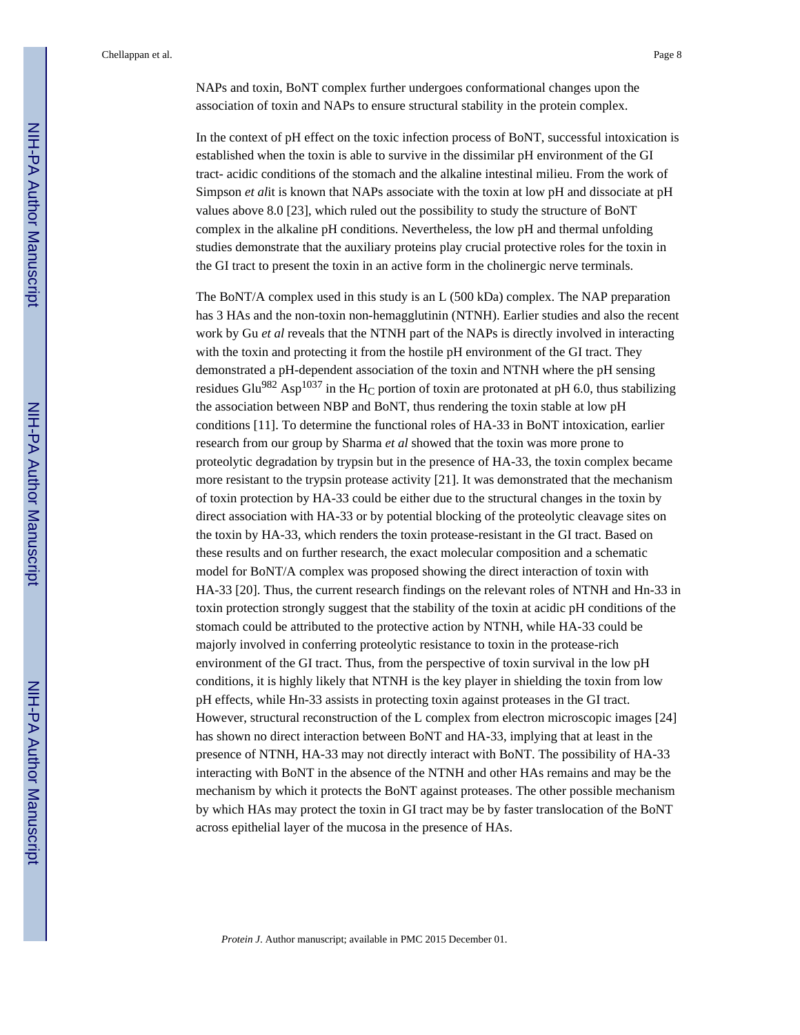NAPs and toxin, BoNT complex further undergoes conformational changes upon the association of toxin and NAPs to ensure structural stability in the protein complex.

In the context of pH effect on the toxic infection process of BoNT, successful intoxication is established when the toxin is able to survive in the dissimilar pH environment of the GI tract- acidic conditions of the stomach and the alkaline intestinal milieu. From the work of Simpson *et al*it is known that NAPs associate with the toxin at low pH and dissociate at pH values above 8.0 [23], which ruled out the possibility to study the structure of BoNT complex in the alkaline pH conditions. Nevertheless, the low pH and thermal unfolding studies demonstrate that the auxiliary proteins play crucial protective roles for the toxin in the GI tract to present the toxin in an active form in the cholinergic nerve terminals.

The BoNT/A complex used in this study is an L (500 kDa) complex. The NAP preparation has 3 HAs and the non-toxin non-hemagglutinin (NTNH). Earlier studies and also the recent work by Gu *et al* reveals that the NTNH part of the NAPs is directly involved in interacting with the toxin and protecting it from the hostile pH environment of the GI tract. They demonstrated a pH-dependent association of the toxin and NTNH where the pH sensing residues $Glu^{982}$ $Asp^{1037}$ in the $H_C$ portion of toxin are protonated at pH 6.0, thus stabilizing the association between NBP and BoNT, thus rendering the toxin stable at low pH conditions [11]. To determine the functional roles of HA-33 in BoNT intoxication, earlier research from our group by Sharma *et al* showed that the toxin was more prone to proteolytic degradation by trypsin but in the presence of HA-33, the toxin complex became more resistant to the trypsin protease activity [21]. It was demonstrated that the mechanism of toxin protection by HA-33 could be either due to the structural changes in the toxin by direct association with HA-33 or by potential blocking of the proteolytic cleavage sites on the toxin by HA-33, which renders the toxin protease-resistant in the GI tract. Based on these results and on further research, the exact molecular composition and a schematic model for BoNT/A complex was proposed showing the direct interaction of toxin with HA-33 [20]. Thus, the current research findings on the relevant roles of NTNH and Hn-33 in toxin protection strongly suggest that the stability of the toxin at acidic pH conditions of the stomach could be attributed to the protective action by NTNH, while HA-33 could be majorly involved in conferring proteolytic resistance to toxin in the protease-rich environment of the GI tract. Thus, from the perspective of toxin survival in the low pH conditions, it is highly likely that NTNH is the key player in shielding the toxin from low pH effects, while Hn-33 assists in protecting toxin against proteases in the GI tract. However, structural reconstruction of the L complex from electron microscopic images [24] has shown no direct interaction between BoNT and HA-33, implying that at least in the presence of NTNH, HA-33 may not directly interact with BoNT. The possibility of HA-33 interacting with BoNT in the absence of the NTNH and other HAs remains and may be the mechanism by which it protects the BoNT against proteases. The other possible mechanism by which HAs may protect the toxin in GI tract may be by faster translocation of the BoNT across epithelial layer of the mucosa in the presence of HAs.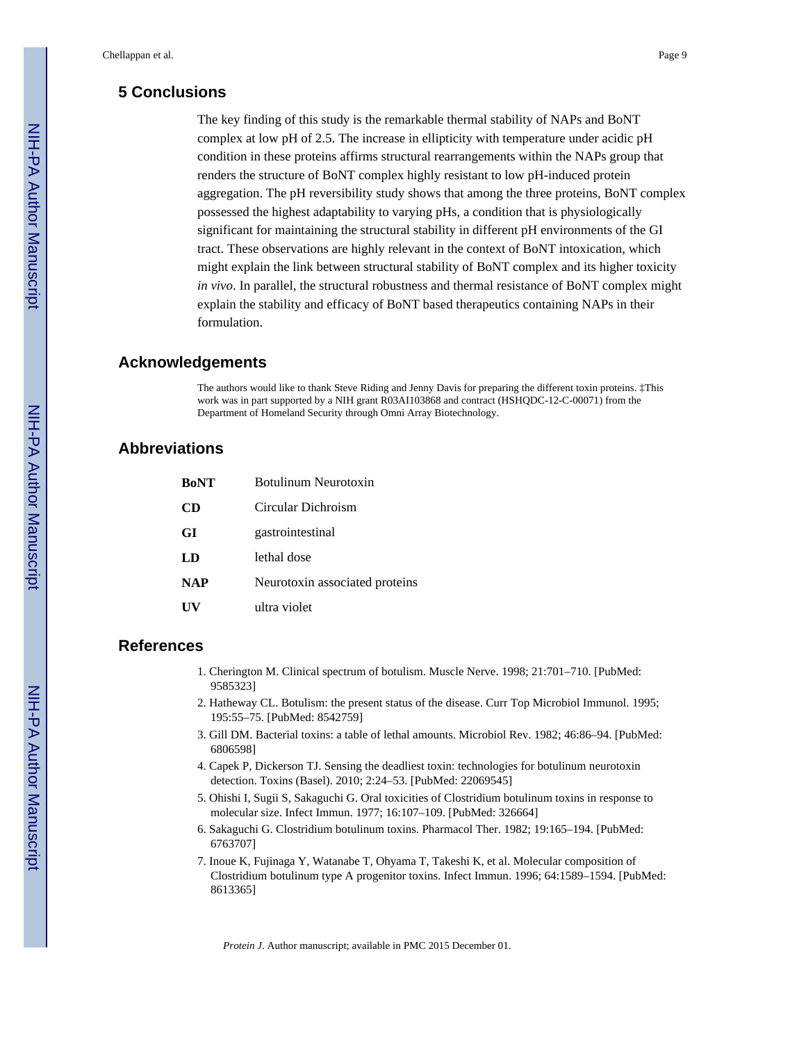## 5 Conclusions

The key finding of this study is the remarkable thermal stability of NAPs and BoNT complex at low pH of 2.5. The increase in ellipticity with temperature under acidic pH condition in these proteins affirms structural rearrangements within the NAPs group that renders the structure of BoNT complex highly resistant to low pH-induced protein aggregation. The pH reversibility study shows that among the three proteins, BoNT complex possessed the highest adaptability to varying pHs, a condition that is physiologically significant for maintaining the structural stability in different pH environments of the GI tract. These observations are highly relevant in the context of BoNT intoxication, which might explain the link between structural stability of BoNT complex and its higher toxicity *in vivo*. In parallel, the structural robustness and thermal resistance of BoNT complex might explain the stability and efficacy of BoNT based therapeutics containing NAPs in their formulation.

## Acknowledgements

The authors would like to thank Steve Riding and Jenny Davis for preparing the different toxin proteins. ‡This work was in part supported by a NIH grant R03AI103868 and contract (HSHQDC-12-C-00071) from the Department of Homeland Security through Omni Array Biotechnology.

## Abbreviations

| | |
|---|---|
| **BoNT** | Botulinum Neurotoxin |
| **CD** | Circular Dichroism |
| **GI** | gastrointestinal |
| **LD** | lethal dose |
| **NAP** | Neurotoxin associated proteins |
| **UV** | ultra violet |

## References

1. Cherington M. Clinical spectrum of botulism. Muscle Nerve. 1998; 21:701–710. [PubMed: 9585323]
2. Hatheway CL. Botulism: the present status of the disease. Curr Top Microbiol Immunol. 1995; 195:55–75. [PubMed: 8542759]
3. Gill DM. Bacterial toxins: a table of lethal amounts. Microbiol Rev. 1982; 46:86–94. [PubMed: 6806598]
4. Capek P, Dickerson TJ. Sensing the deadliest toxin: technologies for botulinum neurotoxin detection. Toxins (Basel). 2010; 2:24–53. [PubMed: 22069545]
5. Ohishi I, Sugii S, Sakaguchi G. Oral toxicities of Clostridium botulinum toxins in response to molecular size. Infect Immun. 1977; 16:107–109. [PubMed: 326664]
6. Sakaguchi G. Clostridium botulinum toxins. Pharmacol Ther. 1982; 19:165–194. [PubMed: 6763707]
7. Inoue K, Fujinaga Y, Watanabe T, Ohyama T, Takeshi K, et al. Molecular composition of Clostridium botulinum type A progenitor toxins. Infect Immun. 1996; 64:1589–1594. [PubMed: 8613365]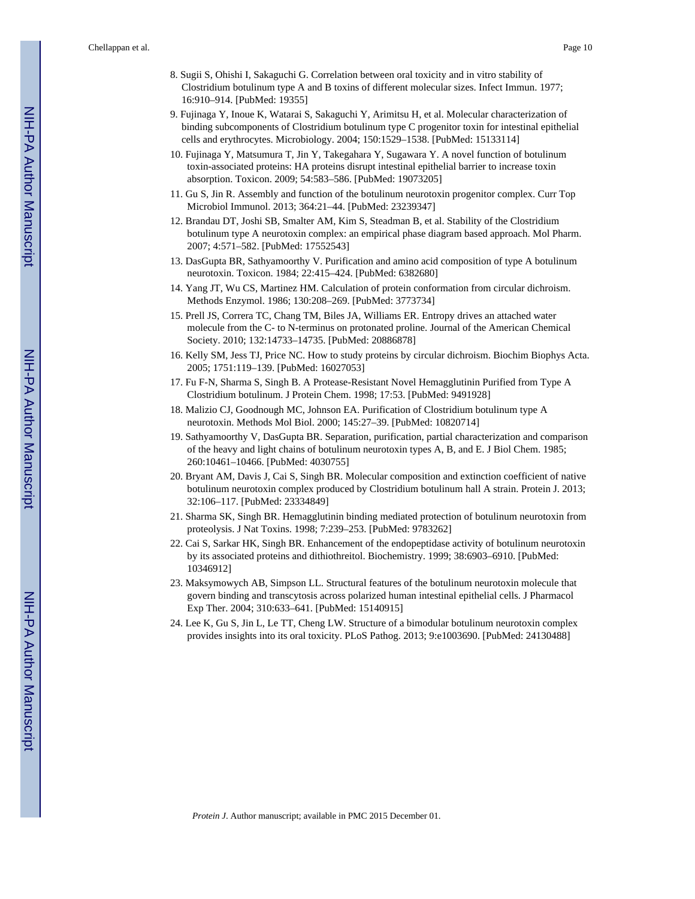8. Sugii S, Ohishi I, Sakaguchi G. Correlation between oral toxicity and in vitro stability of Clostridium botulinum type A and B toxins of different molecular sizes. Infect Immun. 1977; 16:910–914. [PubMed: 19355]
9. Fujinaga Y, Inoue K, Watarai S, Sakaguchi Y, Arimitsu H, et al. Molecular characterization of binding subcomponents of Clostridium botulinum type C progenitor toxin for intestinal epithelial cells and erythrocytes. Microbiology. 2004; 150:1529–1538. [PubMed: 15133114]
10. Fujinaga Y, Matsumura T, Jin Y, Takegahara Y, Sugawara Y. A novel function of botulinum toxin-associated proteins: HA proteins disrupt intestinal epithelial barrier to increase toxin absorption. Toxicon. 2009; 54:583–586. [PubMed: 19073205]
11. Gu S, Jin R. Assembly and function of the botulinum neurotoxin progenitor complex. Curr Top Microbiol Immunol. 2013; 364:21–44. [PubMed: 23239347]
12. Brandau DT, Joshi SB, Smalter AM, Kim S, Steadman B, et al. Stability of the Clostridium botulinum type A neurotoxin complex: an empirical phase diagram based approach. Mol Pharm. 2007; 4:571–582. [PubMed: 17552543]
13. DasGupta BR, Sathyamoorthy V. Purification and amino acid composition of type A botulinum neurotoxin. Toxicon. 1984; 22:415–424. [PubMed: 6382680]
14. Yang JT, Wu CS, Martinez HM. Calculation of protein conformation from circular dichroism. Methods Enzymol. 1986; 130:208–269. [PubMed: 3773734]
15. Prell JS, Correra TC, Chang TM, Biles JA, Williams ER. Entropy drives an attached water molecule from the C- to N-terminus on protonated proline. Journal of the American Chemical Society. 2010; 132:14733–14735. [PubMed: 20886878]
16. Kelly SM, Jess TJ, Price NC. How to study proteins by circular dichroism. Biochim Biophys Acta. 2005; 1751:119–139. [PubMed: 16027053]
17. Fu F-N, Sharma S, Singh B. A Protease-Resistant Novel Hemagglutinin Purified from Type A Clostridium botulinum. J Protein Chem. 1998; 17:53. [PubMed: 9491928]
18. Malizio CJ, Goodnough MC, Johnson EA. Purification of Clostridium botulinum type A neurotoxin. Methods Mol Biol. 2000; 145:27–39. [PubMed: 10820714]
19. Sathyamoorthy V, DasGupta BR. Separation, purification, partial characterization and comparison of the heavy and light chains of botulinum neurotoxin types A, B, and E. J Biol Chem. 1985; 260:10461–10466. [PubMed: 4030755]
20. Bryant AM, Davis J, Cai S, Singh BR. Molecular composition and extinction coefficient of native botulinum neurotoxin complex produced by Clostridium botulinum hall A strain. Protein J. 2013; 32:106–117. [PubMed: 23334849]
21. Sharma SK, Singh BR. Hemagglutinin binding mediated protection of botulinum neurotoxin from proteolysis. J Nat Toxins. 1998; 7:239–253. [PubMed: 9783262]
22. Cai S, Sarkar HK, Singh BR. Enhancement of the endopeptidase activity of botulinum neurotoxin by its associated proteins and dithiothreitol. Biochemistry. 1999; 38:6903–6910. [PubMed: 10346912]
23. Maksymowych AB, Simpson LL. Structural features of the botulinum neurotoxin molecule that govern binding and transcytosis across polarized human intestinal epithelial cells. J Pharmacol Exp Ther. 2004; 310:633–641. [PubMed: 15140915]
24. Lee K, Gu S, Jin L, Le TT, Cheng LW. Structure of a bimodular botulinum neurotoxin complex provides insights into its oral toxicity. PLoS Pathog. 2013; 9:e1003690. [PubMed: 24130488]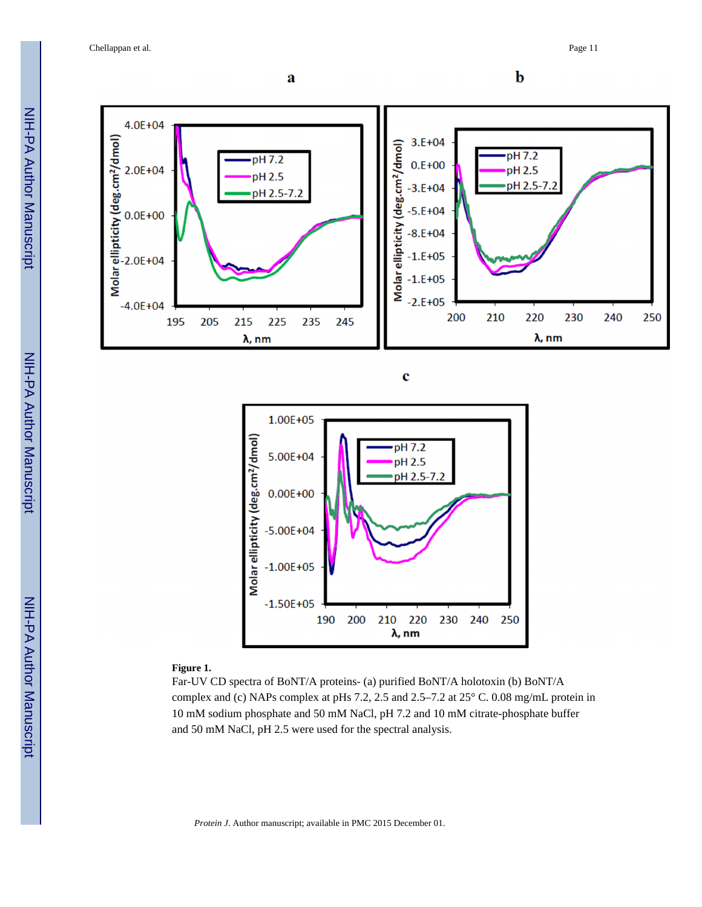**Figure 1.**

Far-UV CD spectra of BoNT/A proteins- (a) purified BoNT/A holotoxin (b) BoNT/A complex and (c) NAPs complex at pHs 7.2, 2.5 and 2.5–7.2 at 25° C. 0.08 mg/mL protein in 10 mM sodium phosphate and 50 mM NaCl, pH 7.2 and 10 mM citrate-phosphate buffer and 50 mM NaCl, pH 2.5 were used for the spectral analysis.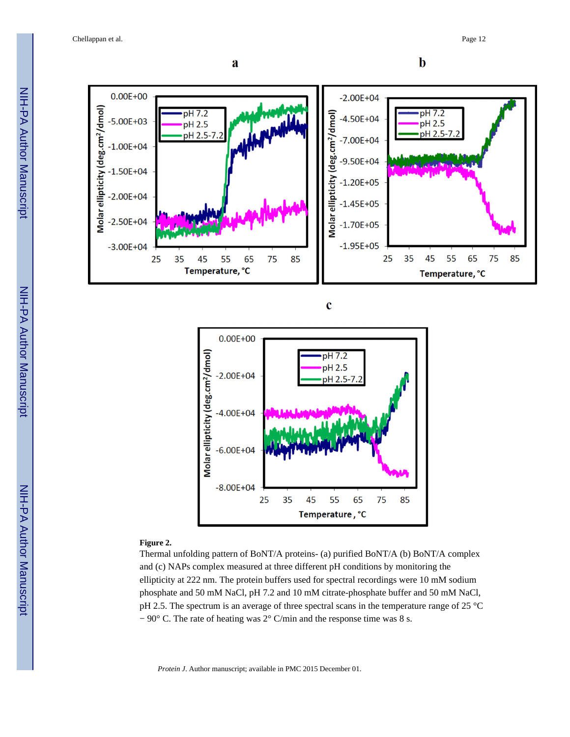**Figure 2.**

Thermal unfolding pattern of BoNT/A proteins- (a) purified BoNT/A (b) BoNT/A complex and (c) NAPs complex measured at three different pH conditions by monitoring the ellipticity at 222 nm. The protein buffers used for spectral recordings were 10 mM sodium phosphate and 50 mM NaCl, pH 7.2 and 10 mM citrate-phosphate buffer and 50 mM NaCl, pH 2.5. The spectrum is an average of three spectral scans in the temperature range of 25 °C − 90° C. The rate of heating was 2° C/min and the response time was 8 s.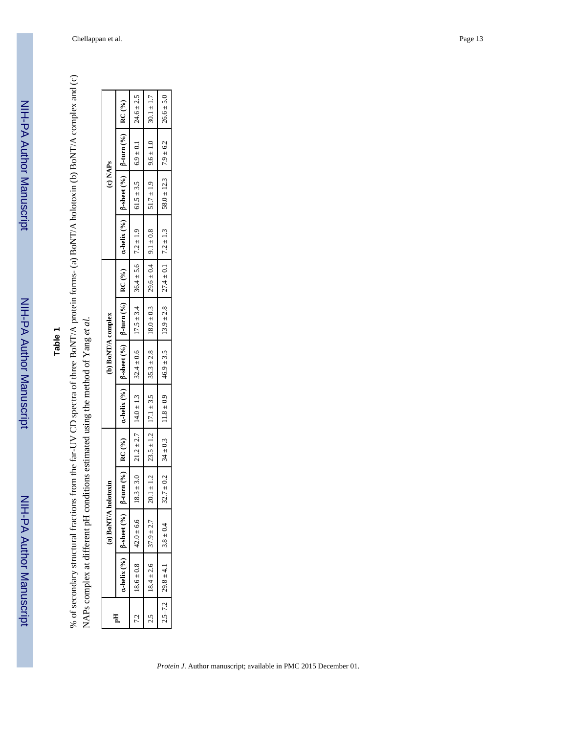## Table 1

% of secondary structural fractions from the far-UV CD spectra of three BoNT/A protein forms- (a) BoNT/A holotoxin (b) BoNT/A complex and (c) NAPs complex at different pH conditions estimated using the method of Yang *et al.*

| pH | (a) BoNT/A holotoxin | | | | (b) BoNT/A complex | | | | (c) NAPs | | | |
|---|---|---|---|---|---|---|---|---|---|---|---|---|
| | α-helix (%) | β-sheet (%) | β-turn (%) | RC (%) | α-helix (%) | β-sheet (%) | β-turn (%) | RC (%) | α-helix (%) | β-sheet (%) | β-turn (%) | RC (%) |
| 7.2 | 18.6 ± 0.8 | 42.0 ± 6.6 | 18.3 ± 3.0 | 21.2 ± 2.7 | 14.0 ± 1.3 | 32.4 ± 0.6 | 17.5 ± 3.4 | 36.4 ± 5.6 | 7.2 ± 1.9 | 61.5 ± 3.5 | 6.9 ± 0.1 | 24.6 ± 2.5 |
| 2.5 | 18.4 ± 2.6 | 37.9 ± 2.7 | 20.1 ± 1.2 | 23.5 ± 1.2 | 17.1 ± 3.5 | 35.3 ± 2.8 | 18.0 ± 0.3 | 29.6 ± 0.4 | 9.1 ± 0.8 | 51.7 ± 1.9 | 9.6 ± 1.0 | 30.1 ± 1.7 |
| 2.5–7.2 | 29.8 ± 4.1 | 3.8 ± 0.4 | 32.7 ± 0.2 | 34 ± 0.3 | 11.8 ± 0.9 | 46.9 ± 3.5 | 13.9 ± 2.8 | 27.4 ± 0.1 | 7.2 ± 1.3 | 58.0 ± 12.3 | 7.9 ± 6.2 | 26.6 ± 5.0 |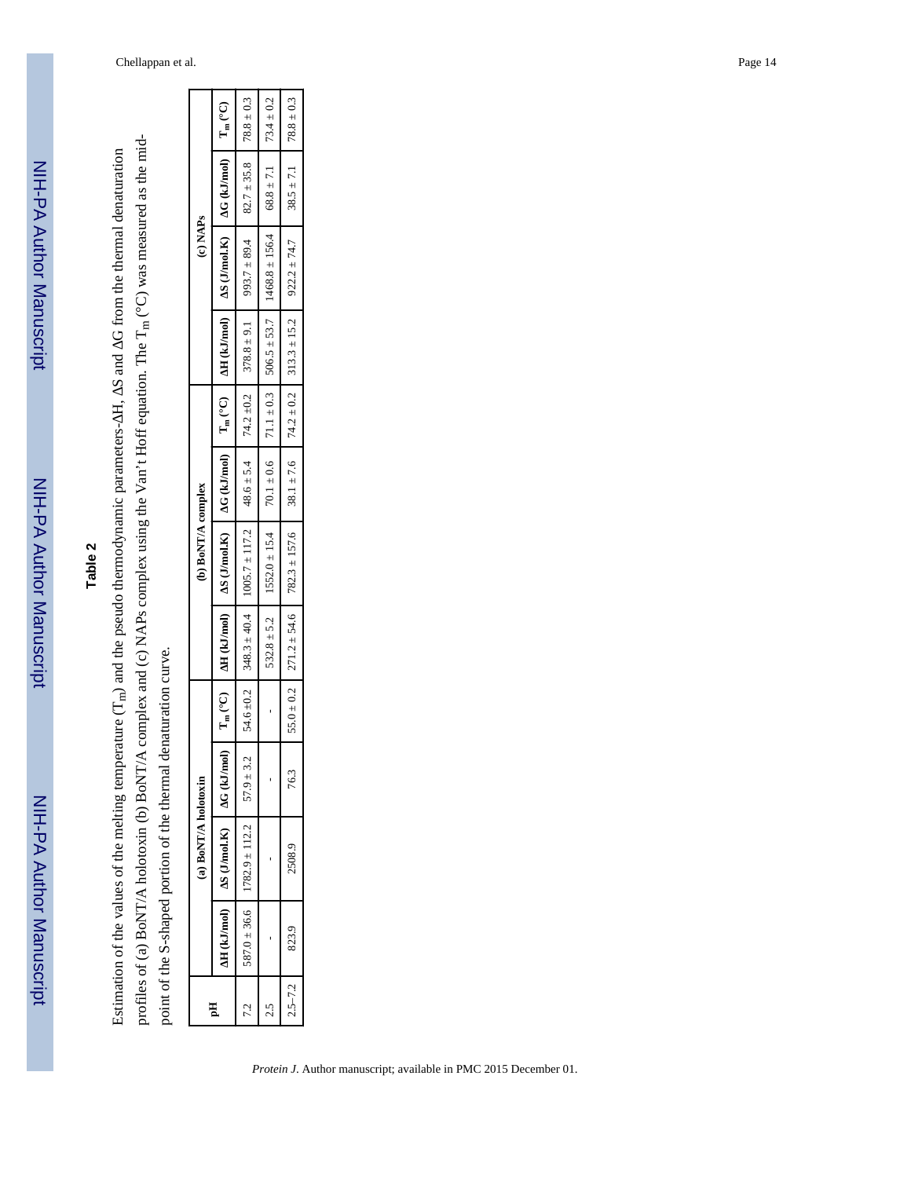## Table 2

Estimation of the values of the melting temperature ($T_m$) and the pseudo thermodynamic parameters-ΔH, ΔS and ΔG from the thermal denaturation profiles of (a) BoNT/A holotoxin (b) BoNT/A complex and (c) NAPs complex using the Van't Hoff equation. The $T_m$ (°C) was measured as the mid-point of the S-shaped portion of the thermal denaturation curve.

| pH | (a) BoNT/A holotoxin | | | | (b) BoNT/A complex | | | | (c) NAPs | | | |
|---|---|---|---|---|---|---|---|---|---|---|---|---|
| | ΔH (kJ/mol) | ΔS (J/mol.K) | ΔG (kJ/mol) | $T_m$ (°C) | ΔH (kJ/mol) | ΔS (J/mol.K) | ΔG (kJ/mol) | $T_m$ (°C) | ΔH (kJ/mol) | ΔS (J/mol.K) | ΔG (kJ/mol) | $T_m$ (°C) |
| 7.2 | 587.0 ± 36.6 | 1782.9 ± 112.2 | 57.9 ± 3.2 | 54.6 ±0.2 | 348.3 ± 40.4 | 1005.7 ± 117.2 | 48.6 ± 5.4 | 74.2 ±0.2 | 378.8 ± 9.1 | 993.7 ± 89.4 | 82.7 ± 35.8 | 78.8 ± 0.3 |
| 2.5 | - | - | - | - | 532.8 ± 5.2 | 1552.0 ± 15.4 | 70.1 ± 0.6 | 71.1 ± 0.3 | 506.5 ± 53.7 | 1468.8 ± 156.4 | 68.8 ± 7.1 | 73.4 ± 0.2 |
| 2.5–7.2 | 823.9 | 2508.9 | 76.3 | 55.0 ± 0.2 | 271.2 ± 54.6 | 782.3 ± 157.6 | 38.1 ± 7.6 | 74.2 ± 0.2 | 313.3 ± 15.2 | 922.2 ± 74.7 | 38.5 ± 7.1 | 78.8 ± 0.3 |